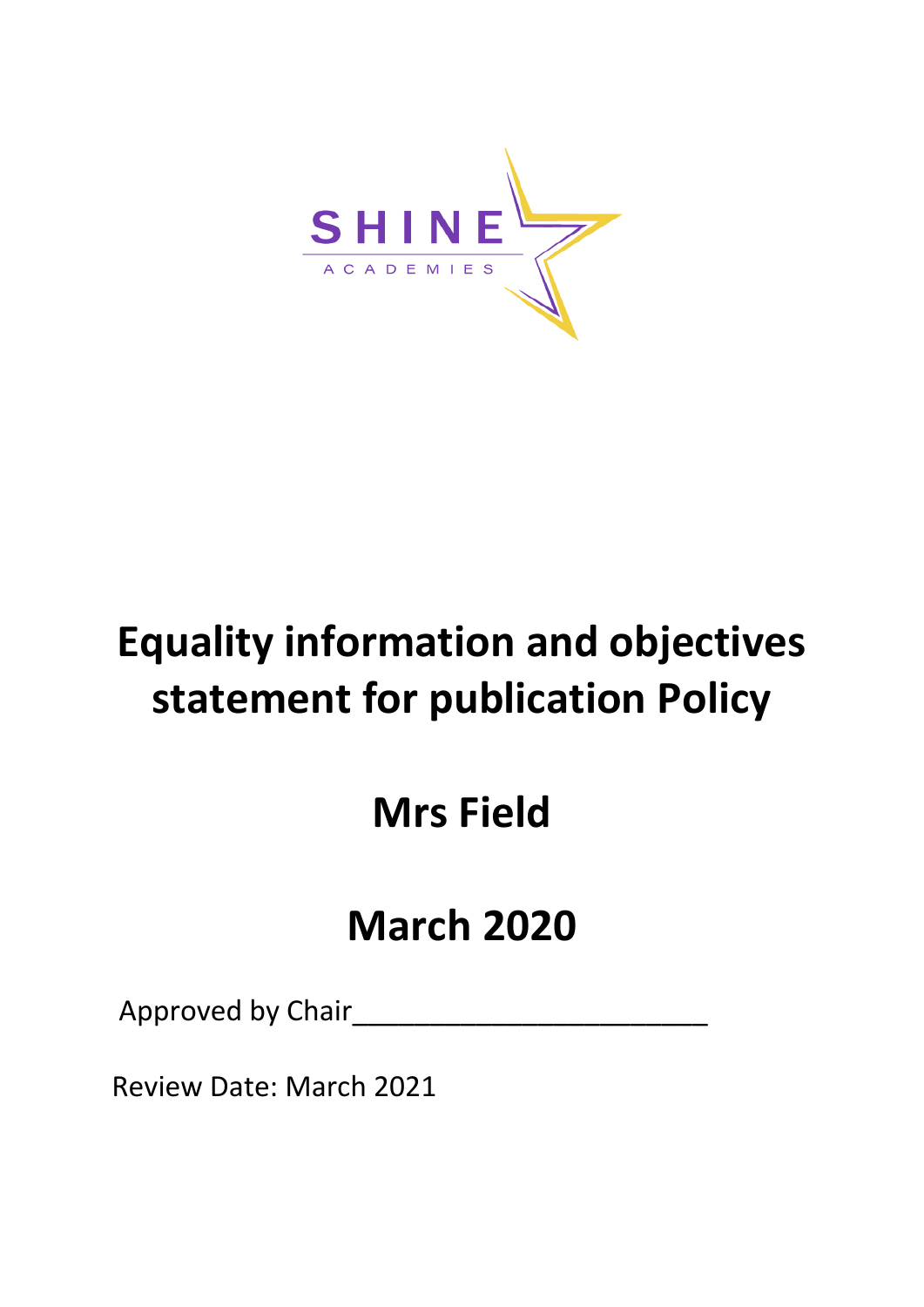SHINE

ACADEMIES

# Equality information and objectives statement for publication Policy

## Mrs Field

## March 2020

Approved by Chair______________________

Review Date: March 2021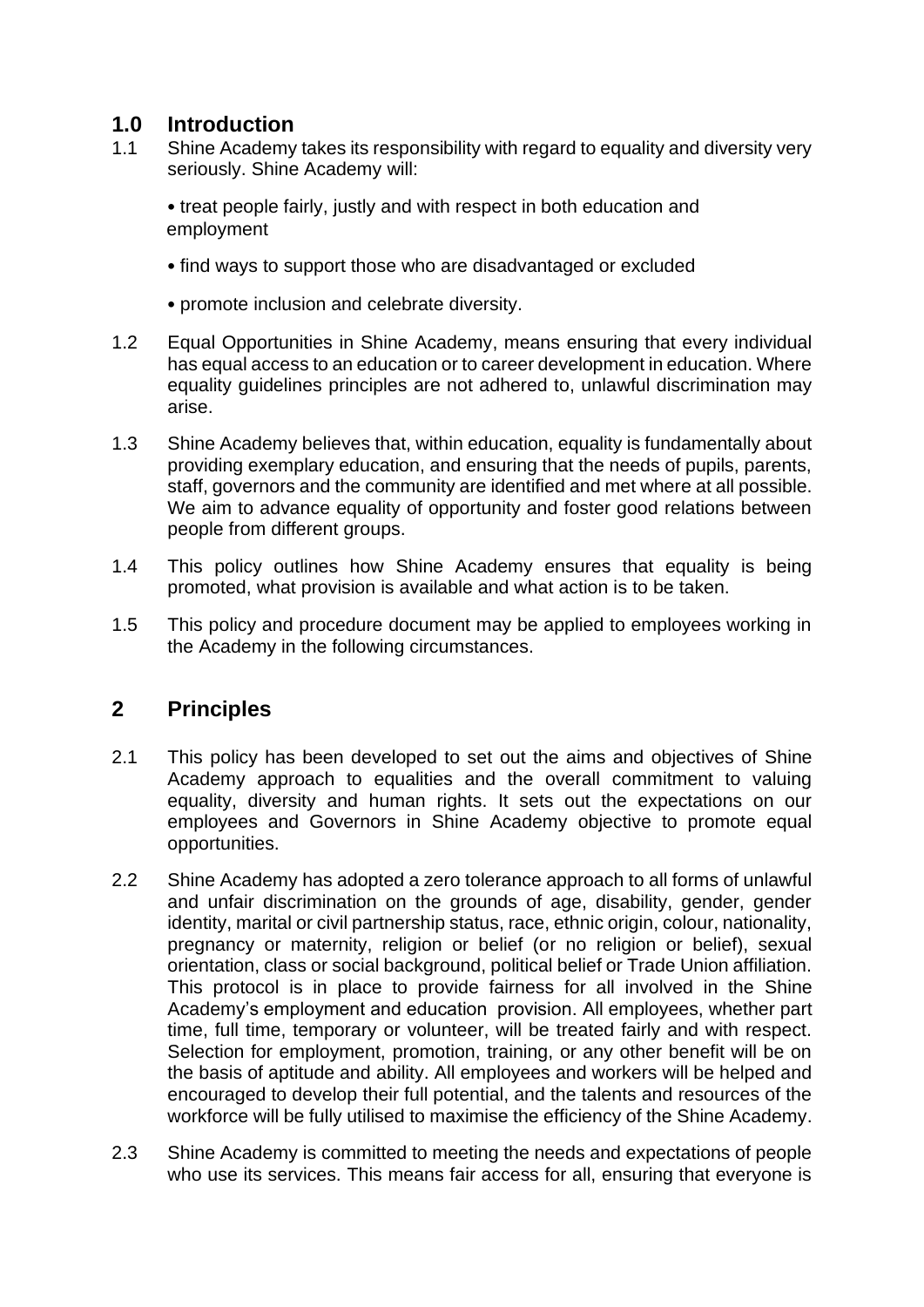## 1.0 Introduction

1.1 Shine Academy takes its responsibility with regard to equality and diversity very seriously. Shine Academy will:

- treat people fairly, justly and with respect in both education and employment
- find ways to support those who are disadvantaged or excluded
- promote inclusion and celebrate diversity.

1.2 Equal Opportunities in Shine Academy, means ensuring that every individual has equal access to an education or to career development in education. Where equality guidelines principles are not adhered to, unlawful discrimination may arise.

1.3 Shine Academy believes that, within education, equality is fundamentally about providing exemplary education, and ensuring that the needs of pupils, parents, staff, governors and the community are identified and met where at all possible. We aim to advance equality of opportunity and foster good relations between people from different groups.

1.4 This policy outlines how Shine Academy ensures that equality is being promoted, what provision is available and what action is to be taken.

1.5 This policy and procedure document may be applied to employees working in the Academy in the following circumstances.

## 2 Principles

2.1 This policy has been developed to set out the aims and objectives of Shine Academy approach to equalities and the overall commitment to valuing equality, diversity and human rights. It sets out the expectations on our employees and Governors in Shine Academy objective to promote equal opportunities.

2.2 Shine Academy has adopted a zero tolerance approach to all forms of unlawful and unfair discrimination on the grounds of age, disability, gender, gender identity, marital or civil partnership status, race, ethnic origin, colour, nationality, pregnancy or maternity, religion or belief (or no religion or belief), sexual orientation, class or social background, political belief or Trade Union affiliation. This protocol is in place to provide fairness for all involved in the Shine Academy's employment and education provision. All employees, whether part time, full time, temporary or volunteer, will be treated fairly and with respect. Selection for employment, promotion, training, or any other benefit will be on the basis of aptitude and ability. All employees and workers will be helped and encouraged to develop their full potential, and the talents and resources of the workforce will be fully utilised to maximise the efficiency of the Shine Academy.

2.3 Shine Academy is committed to meeting the needs and expectations of people who use its services. This means fair access for all, ensuring that everyone is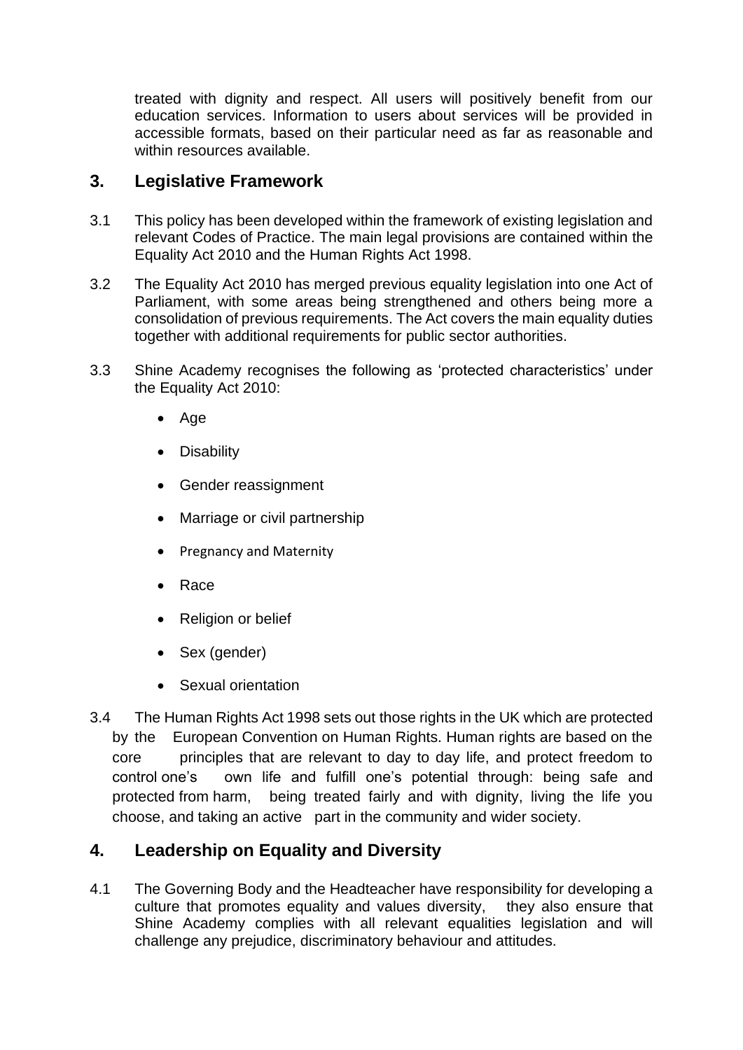treated with dignity and respect. All users will positively benefit from our education services. Information to users about services will be provided in accessible formats, based on their particular need as far as reasonable and within resources available.

## 3. Legislative Framework

3.1 This policy has been developed within the framework of existing legislation and relevant Codes of Practice. The main legal provisions are contained within the Equality Act 2010 and the Human Rights Act 1998.

3.2 The Equality Act 2010 has merged previous equality legislation into one Act of Parliament, with some areas being strengthened and others being more a consolidation of previous requirements. The Act covers the main equality duties together with additional requirements for public sector authorities.

3.3 Shine Academy recognises the following as 'protected characteristics' under the Equality Act 2010:

- Age
- Disability
- Gender reassignment
- Marriage or civil partnership
- Pregnancy and Maternity
- Race
- Religion or belief
- Sex (gender)
- Sexual orientation

3.4 The Human Rights Act 1998 sets out those rights in the UK which are protected by the European Convention on Human Rights. Human rights are based on the core principles that are relevant to day to day life, and protect freedom to control one's own life and fulfill one's potential through: being safe and protected from harm, being treated fairly and with dignity, living the life you choose, and taking an active part in the community and wider society.

## 4. Leadership on Equality and Diversity

4.1 The Governing Body and the Headteacher have responsibility for developing a culture that promotes equality and values diversity, they also ensure that Shine Academy complies with all relevant equalities legislation and will challenge any prejudice, discriminatory behaviour and attitudes.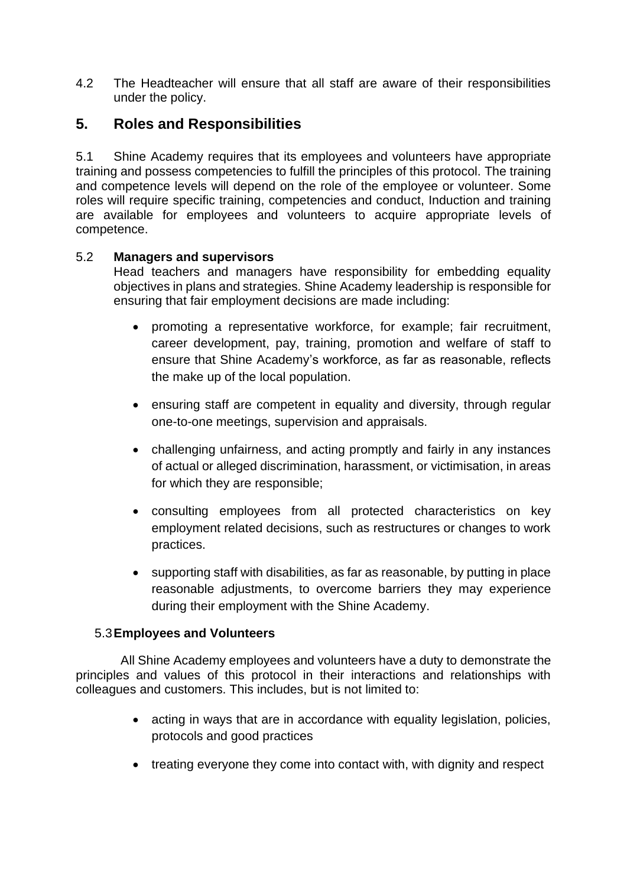4.2 The Headteacher will ensure that all staff are aware of their responsibilities under the policy.

## 5. Roles and Responsibilities

5.1 Shine Academy requires that its employees and volunteers have appropriate training and possess competencies to fulfill the principles of this protocol. The training and competence levels will depend on the role of the employee or volunteer. Some roles will require specific training, competencies and conduct, Induction and training are available for employees and volunteers to acquire appropriate levels of competence.

5.2 **Managers and supervisors**

Head teachers and managers have responsibility for embedding equality objectives in plans and strategies. Shine Academy leadership is responsible for ensuring that fair employment decisions are made including:

- promoting a representative workforce, for example; fair recruitment, career development, pay, training, promotion and welfare of staff to ensure that Shine Academy's workforce, as far as reasonable, reflects the make up of the local population.
- ensuring staff are competent in equality and diversity, through regular one-to-one meetings, supervision and appraisals.
- challenging unfairness, and acting promptly and fairly in any instances of actual or alleged discrimination, harassment, or victimisation, in areas for which they are responsible;
- consulting employees from all protected characteristics on key employment related decisions, such as restructures or changes to work practices.
- supporting staff with disabilities, as far as reasonable, by putting in place reasonable adjustments, to overcome barriers they may experience during their employment with the Shine Academy.

5.3 **Employees and Volunteers**

All Shine Academy employees and volunteers have a duty to demonstrate the principles and values of this protocol in their interactions and relationships with colleagues and customers. This includes, but is not limited to:

- acting in ways that are in accordance with equality legislation, policies, protocols and good practices
- treating everyone they come into contact with, with dignity and respect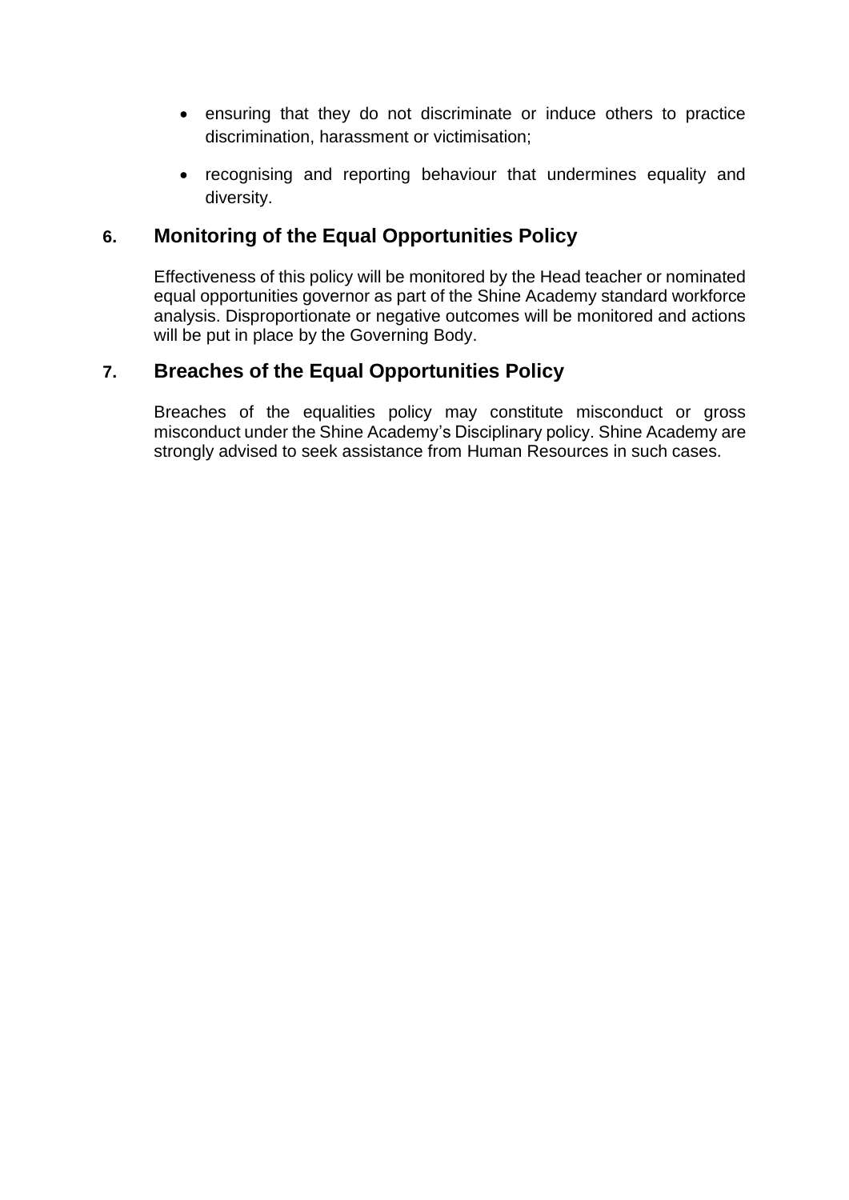- ensuring that they do not discriminate or induce others to practice discrimination, harassment or victimisation;
- recognising and reporting behaviour that undermines equality and diversity.

## 6. Monitoring of the Equal Opportunities Policy

Effectiveness of this policy will be monitored by the Head teacher or nominated equal opportunities governor as part of the Shine Academy standard workforce analysis. Disproportionate or negative outcomes will be monitored and actions will be put in place by the Governing Body.

## 7. Breaches of the Equal Opportunities Policy

Breaches of the equalities policy may constitute misconduct or gross misconduct under the Shine Academy's Disciplinary policy. Shine Academy are strongly advised to seek assistance from Human Resources in such cases.